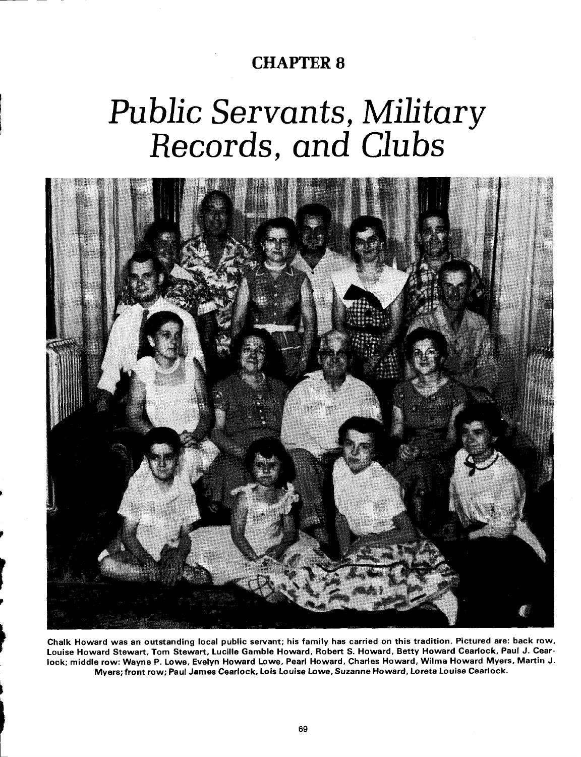## CHAPTER 8

# *Public Servants, Military Records, and Clubs*

Chalk Howard was an outstanding local public servant; his family has carried on this tradition. Pictured are: back row, Louise Howard Stewart, Tom Stewart, Lucille Gamble Howard, Robert S. Howard, Betty Howard Cearlock, Paul J. Cearlock; middle row: Wayne P. Lowe, Evelyn Howard Lowe, Pearl Howard, Charles Howard, Wilma Howard Myers, Martin J. Myers; front row; Paul James Cearlock, Lois Louise Lowe, Suzanne Howard, Loreta Louise Cearlock.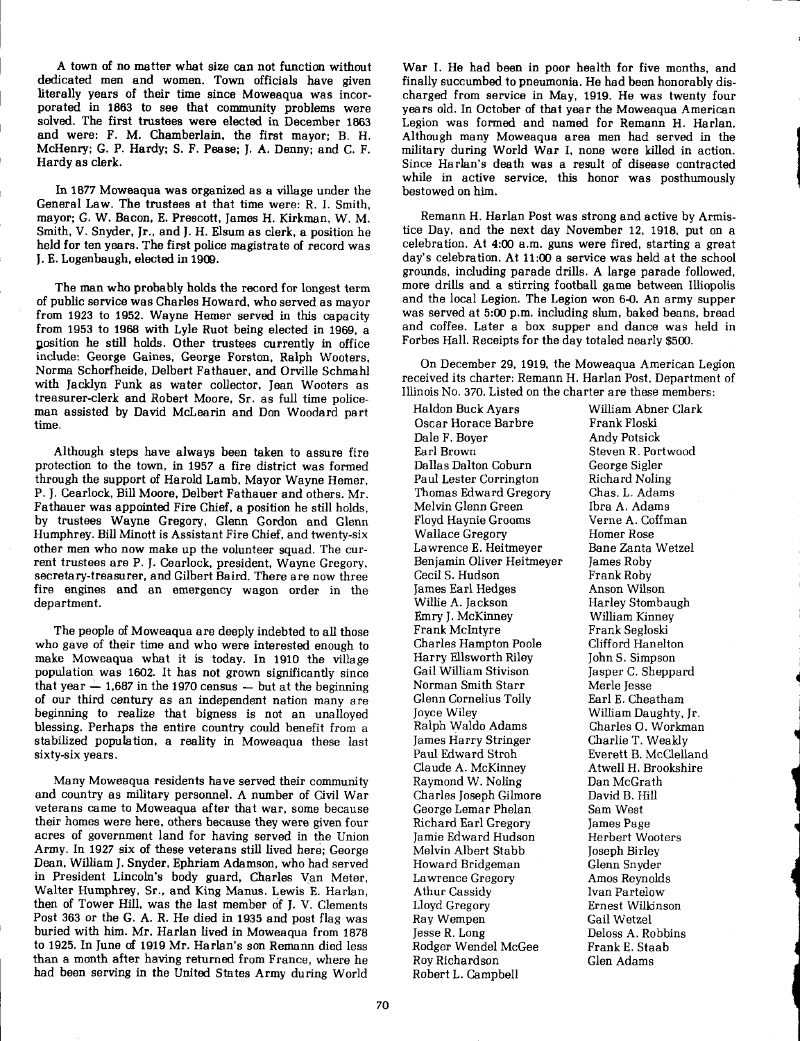A town of no matter what size can not function without dedicated men and women. Town officials have given literally years of their time since Moweaqua was incorporated in 1863 to see that community problems were solved. The first trustees were elected in December 1863 and were: F. M. Chamberlain, the first mayor; B. H. McHenry; G. P. Hardy; S. F. Pease; J. A. Denny; and C. F. Hardy as clerk.

In 1877 Moweaqua was organized as a village under the General Law. The trustees at that time were: R. I. Smith, mayor; G. W. Bacon, E. Prescott, James H. Kirkman, W. M. Smith, V. Snyder, Jr., and J. H. Elsum as clerk, a position he held for ten years. The first police magistrate of record was J. E. Logenbaugh, elected in 1909.

The man who probably holds the record for longest term of public service was Charles Howard, who served as mayor from 1923 to 1952. Wayne Hemer served in this capacity from 1953 to 1968 with Lyle Ruot being elected in 1969, a position he still holds. Other trustees currently in office include: George Gaines, George Forston, Ralph Wooters, Norma Schorfheide, Delbert Fathauer, and Orville Schmahl with Jacklyn Funk as water collector, Jean Wooters as treasurer-clerk and Robert Moore, Sr. as full time policeman assisted by David McLearin and Don Woodard part time.

Although steps have always been taken to assure fire protection to the town, in 1957 a fire district was formed through the support of Harold Lamb, Mayor Wayne Hemer, P. J. Cearlock, Bill Moore, Delbert Fathauer and others. Mr. Fathauer was appointed Fire Chief, a position he still holds, by trustees Wayne Gregory, Glenn Gordon and Glenn Humphrey. Bill Minott is Assistant Fire Chief, and twenty-six other men who now make up the volunteer squad. The current trustees are P. J. Cearlock, president, Wayne Gregory, secretary-treasurer, and Gilbert Baird. There are now three fire engines and an emergency wagon order in the department.

The people of Moweaqua are deeply indebted to all those who gave of their time and who were interested enough to make Moweaqua what it is today. In 1910 the village population was 1602. It has not grown significantly since that year — 1,687 in the 1970 census — but at the beginning of our third century as an independent nation many are beginning to realize that bigness is not an unalloyed blessing. Perhaps the entire country could benefit from a stabilized population, a reality in Moweaqua these last sixty-six years.

Many Moweaqua residents have served their community and country as military personnel. A number of Civil War veterans came to Moweaqua after that war, some because their homes were here, others because they were given four acres of government land for having served in the Union Army. In 1927 six of these veterans still lived here; George Dean, William J. Snyder, Ephriam Adamson, who had served in President Lincoln's body guard, Charles Van Meter, Walter Humphrey, Sr., and King Manus. Lewis E. Harlan, then of Tower Hill, was the last member of J. V. Clements Post 363 or the G. A. R. He died in 1935 and post flag was buried with him. Mr. Harlan lived in Moweaqua from 1878 to 1925. In June of 1919 Mr. Harlan's son Remann died less than a month after having returned from France, where he had been serving in the United States Army during World War I. He had been in poor health for five months, and finally succumbed to pneumonia. He had been honorably discharged from service in May, 1919. He was twenty four years old. In October of that year the Moweaqua American Legion was formed and named for Remann H. Harlan. Although many Moweaqua area men had served in the military during World War I, none were killed in action. Since Harlan's death was a result of disease contracted while in active service, this honor was posthumously bestowed on him.

Remann H. Harlan Post was strong and active by Armistice Day, and the next day November 12, 1918, put on a celebration. At 4:00 a.m. guns were fired, starting a great day's celebration. At 11:00 a service was held at the school grounds, including parade drills. A large parade followed, more drills and a stirring football game between Illiopolis and the local Legion. The Legion won 6-0. An army supper was served at 5:00 p.m. including slum, baked beans, bread and coffee. Later a box supper and dance was held in Forbes Hall. Receipts for the day totaled nearly $500.

On December 29, 1919, the Moweaqua American Legion received its charter: Remann H. Harlan Post, Department of Illinois No. 370. Listed on the charter are these members:

Haldon Buck Ayars
Oscar Horace Barbre
Dale F. Boyer
Earl Brown
Dallas Dalton Coburn
Paul Lester Corrington
Thomas Edward Gregory
Melvin Glenn Green
Floyd Haynie Grooms
Wallace Gregory
Lawrence E. Heitmeyer
Benjamin Oliver Heitmeyer
Cecil S. Hudson
James Earl Hedges
Willie A. Jackson
Emry J. McKinney
Frank McIntyre
Charles Hampton Poole
Harry Ellsworth Riley
Gail William Stivison
Norman Smith Starr
Glenn Cornelius Tolly
Joyce Wiley
Ralph Waldo Adams
James Harry Stringer
Paul Edward Stroh
Claude A. McKinney
Raymond W. Noling
Charles Joseph Gilmore
George Lemar Phelan
Richard Earl Gregory
Jamie Edward Hudson
Melvin Albert Stabb
Howard Bridgeman
Lawrence Gregory
Athur Cassidy
Lloyd Gregory
Ray Wempen
Jesse R. Long
Rodger Wendel McGee
Roy Richardson
Robert L. Campbell
William Abner Clark
Frank Floski
Andy Potsick
Steven R. Portwood
George Sigler
Richard Noling
Chas. L. Adams
Ibra A. Adams
Verne A. Coffman
Homer Rose
Bane Zanta Wetzel
James Roby
Frank Roby
Anson Wilson
Harley Stombaugh
William Kinney
Frank Segloski
Clifford Hanelton
John S. Simpson
Jasper C. Sheppard
Merle Jesse
Earl E. Cheatham
William Daughty, Jr.
Charles O. Workman
Charlie T. Weakly
Everett B. McClelland
Atwell H. Brookshire
Dan McGrath
David B. Hill
Sam West
James Page
Herbert Wooters
Joseph Birley
Glenn Snyder
Amos Reynolds
Ivan Partelow
Ernest Wilkinson
Gail Wetzel
Deloss A. Robbins
Frank E. Staab
Glen Adams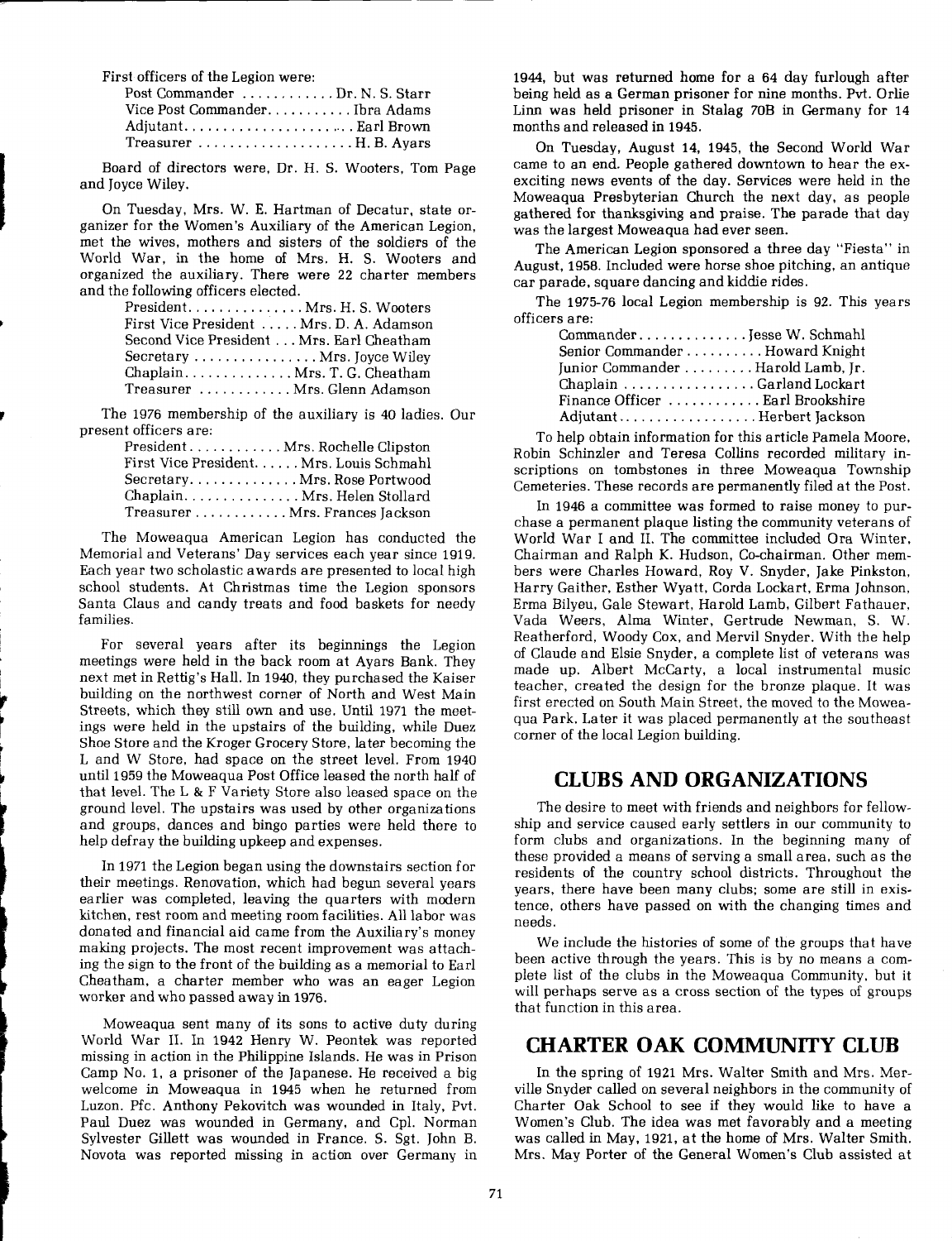First officers of the Legion were:

Post Commander ............ Dr. N. S. Starr
Vice Post Commander........... Ibra Adams
Adjutant.......................... Earl Brown
Treasurer ...................... H. B. Ayars

Board of directors were, Dr. H. S. Wooters, Tom Page and Joyce Wiley.

On Tuesday, Mrs. W. E. Hartman of Decatur, state organizer for the Women's Auxiliary of the American Legion, met the wives, mothers and sisters of the soldiers of the World War, in the home of Mrs. H. S. Wooters and organized the auxiliary. There were 22 charter members and the following officers elected.

President............... Mrs. H. S. Wooters
First Vice President ..... Mrs. D. A. Adamson
Second Vice President ... Mrs. Earl Cheatham
Secretary ................ Mrs. Joyce Wiley
Chaplain.............. Mrs. T. G. Cheatham
Treasurer ............ Mrs. Glenn Adamson

The 1976 membership of the auxiliary is 40 ladies. Our present officers are:

President............ Mrs. Rochelle Clipston
First Vice President...... Mrs. Louis Schmahl
Secretary.............. Mrs. Rose Portwood
Chaplain............... Mrs. Helen Stollard
Treasurer ............ Mrs. Frances Jackson

The Moweaqua American Legion has conducted the Memorial and Veterans' Day services each year since 1919. Each year two scholastic awards are presented to local high school students. At Christmas time the Legion sponsors Santa Claus and candy treats and food baskets for needy families.

For several years after its beginnings the Legion meetings were held in the back room at Ayars Bank. They next met in Rettig's Hall. In 1940, they purchased the Kaiser building on the northwest corner of North and West Main Streets, which they still own and use. Until 1971 the meetings were held in the upstairs of the building, while Duez Shoe Store and the Kroger Grocery Store, later becoming the L and W Store, had space on the street level. From 1940 until 1959 the Moweaqua Post Office leased the north half of that level. The L & F Variety Store also leased space on the ground level. The upstairs was used by other organizations and groups, dances and bingo parties were held there to help defray the building upkeep and expenses.

In 1971 the Legion began using the downstairs section for their meetings. Renovation, which had begun several years earlier was completed, leaving the quarters with modern kitchen, rest room and meeting room facilities. All labor was donated and financial aid came from the Auxiliary's money making projects. The most recent improvement was attaching the sign to the front of the building as a memorial to Earl Cheatham, a charter member who was an eager Legion worker and who passed away in 1976.

Moweaqua sent many of its sons to active duty during World War II. In 1942 Henry W. Peontek was reported missing in action in the Philippine Islands. He was in Prison Camp No. 1, a prisoner of the Japanese. He received a big welcome in Moweaqua in 1945 when he returned from Luzon. Pfc. Anthony Pekovitch was wounded in Italy, Pvt. Paul Duez was wounded in Germany, and Cpl. Norman Sylvester Gillett was wounded in France. S. Sgt. John B. Novota was reported missing in action over Germany in 1944, but was returned home for a 64 day furlough after being held as a German prisoner for nine months. Pvt. Orlie Linn was held prisoner in Stalag 70B in Germany for 14 months and released in 1945.

On Tuesday, August 14, 1945, the Second World War came to an end. People gathered downtown to hear the exexciting news events of the day. Services were held in the Moweaqua Presbyterian Church the next day, as people gathered for thanksgiving and praise. The parade that day was the largest Moweaqua had ever seen.

The American Legion sponsored a three day "Fiesta" in August, 1958. Included were horse shoe pitching, an antique car parade, square dancing and kiddie rides.

The 1975-76 local Legion membership is 92. This years officers are:

Commander.............. Jesse W. Schmahl
Senior Commander .......... Howard Knight
Junior Commander ......... Harold Lamb, Jr.
Chaplain ................. Garland Lockart
Finance Officer ............ Earl Brookshire
Adjutant.................. Herbert Jackson

To help obtain information for this article Pamela Moore, Robin Schinzler and Teresa Collins recorded military inscriptions on tombstones in three Moweaqua Township Cemeteries. These records are permanently filed at the Post.

In 1946 a committee was formed to raise money to purchase a permanent plaque listing the community veterans of World War I and II. The committee included Ora Winter, Chairman and Ralph K. Hudson, Co-chairman. Other members were Charles Howard, Roy V. Snyder, Jake Pinkston, Harry Gaither, Esther Wyatt, Corda Lockart, Erma Johnson, Erma Bilyeu, Gale Stewart, Harold Lamb, Gilbert Fathauer, Vada Weers, Alma Winter, Gertrude Newman, S. W. Reatherford, Woody Cox, and Mervil Snyder. With the help of Claude and Elsie Snyder, a complete list of veterans was made up. Albert McCarty, a local instrumental music teacher, created the design for the bronze plaque. It was first erected on South Main Street, the moved to the Moweaqua Park. Later it was placed permanently at the southeast corner of the local Legion building.

## CLUBS AND ORGANIZATIONS

The desire to meet with friends and neighbors for fellowship and service caused early settlers in our community to form clubs and organizations. In the beginning many of these provided a means of serving a small area, such as the residents of the country school districts. Throughout the years, there have been many clubs; some are still in existence, others have passed on with the changing times and needs.

We include the histories of some of the groups that have been active through the years. This is by no means a complete list of the clubs in the Moweaqua Community, but it will perhaps serve as a cross section of the types of groups that function in this area.

## CHARTER OAK COMMUNITY CLUB

In the spring of 1921 Mrs. Walter Smith and Mrs. Merville Snyder called on several neighbors in the community of Charter Oak School to see if they would like to have a Women's Club. The idea was met favorably and a meeting was called in May, 1921, at the home of Mrs. Walter Smith. Mrs. May Porter of the General Women's Club assisted at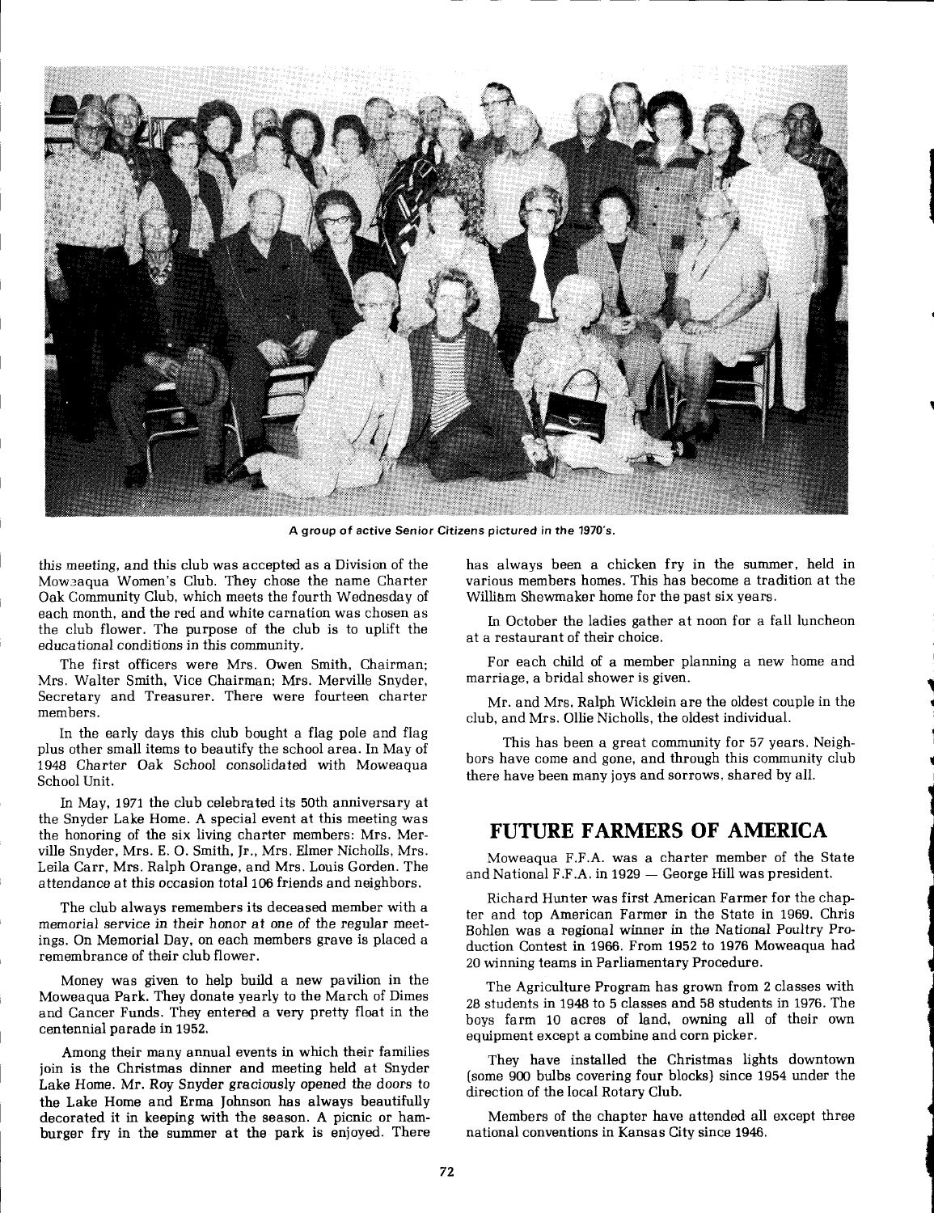A group of active Senior Citizens pictured in the 1970's.

this meeting, and this club was accepted as a Division of the Moweaqua Women's Club. They chose the name Charter Oak Community Club, which meets the fourth Wednesday of each month, and the red and white carnation was chosen as the club flower. The purpose of the club is to uplift the educational conditions in this community.

The first officers were Mrs. Owen Smith, Chairman; Mrs. Walter Smith, Vice Chairman; Mrs. Merville Snyder, Secretary and Treasurer. There were fourteen charter members.

In the early days this club bought a flag pole and flag plus other small items to beautify the school area. In May of 1948 Charter Oak School consolidated with Moweaqua School Unit.

In May, 1971 the club celebrated its 50th anniversary at the Snyder Lake Home. A special event at this meeting was the honoring of the six living charter members: Mrs. Merville Snyder, Mrs. E. O. Smith, Jr., Mrs. Elmer Nicholls, Mrs. Leila Carr, Mrs. Ralph Orange, and Mrs. Louis Gorden. The attendance at this occasion total 106 friends and neighbors.

The club always remembers its deceased member with a memorial service in their honor at one of the regular meetings. On Memorial Day, on each members grave is placed a remembrance of their club flower.

Money was given to help build a new pavilion in the Moweaqua Park. They donate yearly to the March of Dimes and Cancer Funds. They entered a very pretty float in the centennial parade in 1952.

Among their many annual events in which their families join is the Christmas dinner and meeting held at Snyder Lake Home. Mr. Roy Snyder graciously opened the doors to the Lake Home and Erma Johnson has always beautifully decorated it in keeping with the season. A picnic or hamburger fry in the summer at the park is enjoyed. There has always been a chicken fry in the summer, held in various members homes. This has become a tradition at the William Shewmaker home for the past six years.

In October the ladies gather at noon for a fall luncheon at a restaurant of their choice.

For each child of a member planning a new home and marriage, a bridal shower is given.

Mr. and Mrs. Ralph Wicklein are the oldest couple in the club, and Mrs. Ollie Nicholls, the oldest individual.

This has been a great community for 57 years. Neighbors have come and gone, and through this community club there have been many joys and sorrows, shared by all.

## FUTURE FARMERS OF AMERICA

Moweaqua F.F.A. was a charter member of the State and National F.F.A. in 1929 — George Hill was president.

Richard Hunter was first American Farmer for the chapter and top American Farmer in the State in 1969. Chris Bohlen was a regional winner in the National Poultry Production Contest in 1966. From 1952 to 1976 Moweaqua had 20 winning teams in Parliamentary Procedure.

The Agriculture Program has grown from 2 classes with 28 students in 1948 to 5 classes and 58 students in 1976. The boys farm 10 acres of land, owning all of their own equipment except a combine and corn picker.

They have installed the Christmas lights downtown (some 900 bulbs covering four blocks) since 1954 under the direction of the local Rotary Club.

Members of the chapter have attended all except three national conventions in Kansas City since 1946.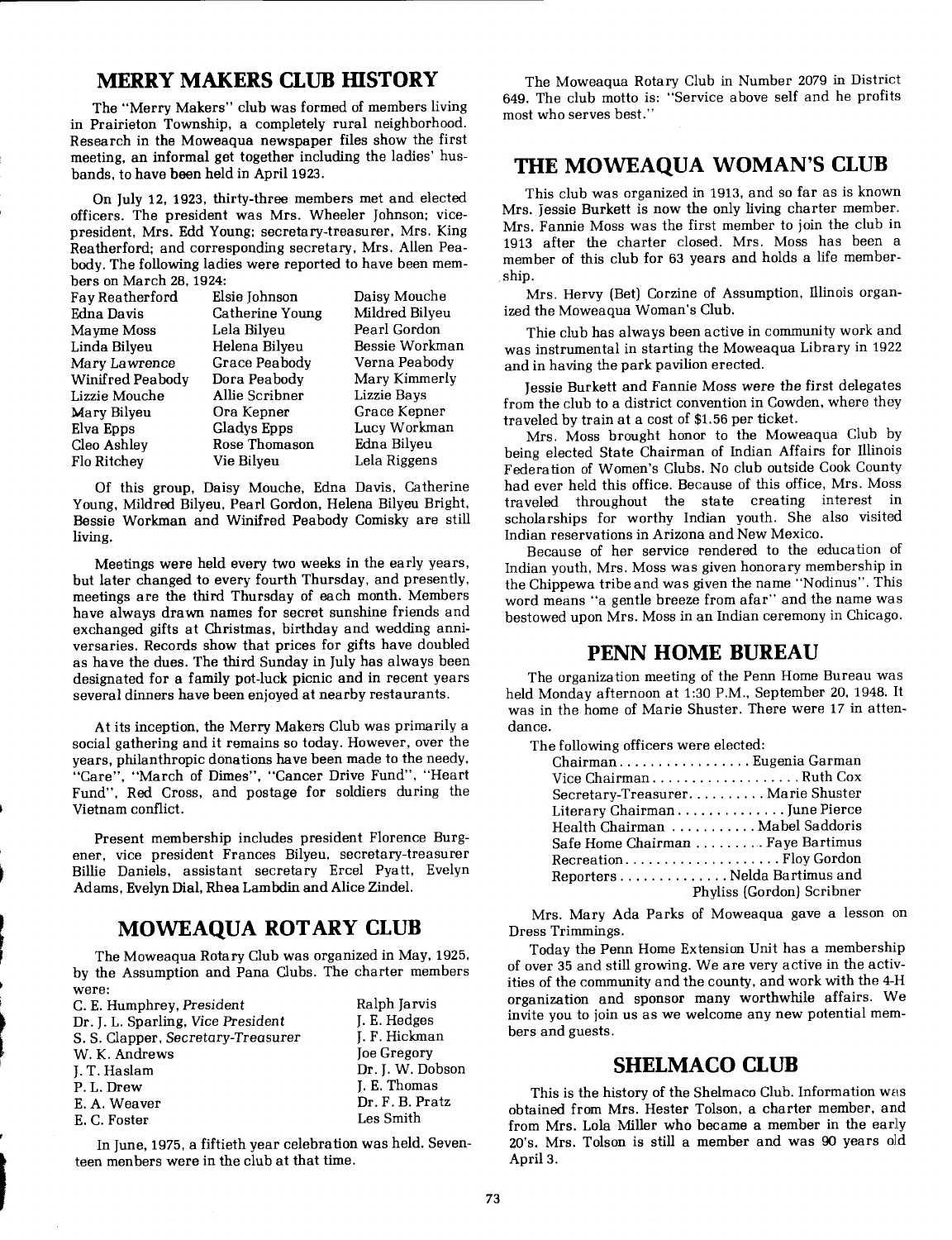## MERRY MAKERS CLUB HISTORY

The "Merry Makers" club was formed of members living in Prairieton Township, a completely rural neighborhood. Research in the Moweaqua newspaper files show the first meeting, an informal get together including the ladies' husbands, to have been held in April 1923.

On July 12, 1923, thirty-three members met and elected officers. The president was Mrs. Wheeler Johnson; vice-president, Mrs. Edd Young; secretary-treasurer, Mrs. King Reatherford; and corresponding secretary, Mrs. Allen Peabody. The following ladies were reported to have been members on March 28, 1924:

| | | |
|---|---|---|
| Fay Reatherford | Elsie Johnson | Daisy Mouche |
| Edna Davis | Catherine Young | Mildred Bilyeu |
| Mayme Moss | Lela Bilyeu | Pearl Gordon |
| Linda Bilyeu | Helena Bilyeu | Bessie Workman |
| Mary Lawrence | Grace Peabody | Verna Peabody |
| Winifred Peabody | Dora Peabody | Mary Kimmerly |
| Lizzie Mouche | Allie Scribner | Lizzie Bays |
| Mary Bilyeu | Ora Kepner | Grace Kepner |
| Elva Epps | Gladys Epps | Lucy Workman |
| Cleo Ashley | Rose Thomason | Edna Bilyeu |
| Flo Ritchey | Vie Bilyeu | Lela Riggens |

Of this group, Daisy Mouche, Edna Davis, Catherine Young, Mildred Bilyeu, Pearl Gordon, Helena Bilyeu Bright, Bessie Workman and Winifred Peabody Comisky are still living.

Meetings were held every two weeks in the early years, but later changed to every fourth Thursday, and presently, meetings are the third Thursday of each month. Members have always drawn names for secret sunshine friends and exchanged gifts at Christmas, birthday and wedding anniversaries. Records show that prices for gifts have doubled as have the dues. The third Sunday in July has always been designated for a family pot-luck picnic and in recent years several dinners have been enjoyed at nearby restaurants.

At its inception, the Merry Makers Club was primarily a social gathering and it remains so today. However, over the years, philanthropic donations have been made to the needy, "Care", "March of Dimes", "Cancer Drive Fund", "Heart Fund", Red Cross, and postage for soldiers during the Vietnam conflict.

Present membership includes president Florence Burgener, vice president Frances Bilyeu, secretary-treasurer Billie Daniels, assistant secretary Ercel Pyatt, Evelyn Adams, Evelyn Dial, Rhea Lambdin and Alice Zindel.

## MOWEAQUA ROTARY CLUB

The Moweaqua Rotary Club was organized in May, 1925, by the Assumption and Pana Clubs. The charter members were:

| | |
|---|---|
| C. E. Humphrey, *President* | Ralph Jarvis |
| Dr. J. L. Sparling, *Vice President* | J. E. Hedges |
| S. S. Clapper, *Secretary-Treasurer* | J. F. Hickman |
| W. K. Andrews | Joe Gregory |
| J. T. Haslam | Dr. J. W. Dobson |
| P. L. Drew | J. E. Thomas |
| E. A. Weaver | Dr. F. B. Pratz |
| E. C. Foster | Les Smith |

In June, 1975, a fiftieth year celebration was held. Seventeen menbers were in the club at that time.

The Moweaqua Rotary Club in Number 2079 in District 649. The club motto is: "Service above self and he profits most who serves best."

## THE MOWEAQUA WOMAN'S CLUB

This club was organized in 1913, and so far as is known Mrs. Jessie Burkett is now the only living charter member. Mrs. Fannie Moss was the first member to join the club in 1913 after the charter closed. Mrs. Moss has been a member of this club for 63 years and holds a life membership.

Mrs. Hervy (Bet) Corzine of Assumption, Illinois organized the Moweaqua Woman's Club.

Thie club has always been active in community work and was instrumental in starting the Moweaqua Library in 1922 and in having the park pavilion erected.

Jessie Burkett and Fannie Moss were the first delegates from the club to a district convention in Cowden, where they traveled by train at a cost of $1.56 per ticket.

Mrs. Moss brought honor to the Moweaqua Club by being elected State Chairman of Indian Affairs for Illinois Federation of Women's Clubs. No club outside Cook County had ever held this office. Because of this office, Mrs. Moss traveled throughout the state creating interest in scholarships for worthy Indian youth. She also visited Indian reservations in Arizona and New Mexico.

Because of her service rendered to the education of Indian youth, Mrs. Moss was given honorary membership in the Chippewa tribe and was given the name "Nodinus". This word means "a gentle breeze from afar" and the name was bestowed upon Mrs. Moss in an Indian ceremony in Chicago.

## PENN HOME BUREAU

The organization meeting of the Penn Home Bureau was held Monday afternoon at 1:30 P.M., September 20, 1948. It was in the home of Marie Shuster. There were 17 in attendance.

The following officers were elected:

| | |
|---|---|
| Chairman | Eugenia Garman |
| Vice Chairman | Ruth Cox |
| Secretary-Treasurer | Marie Shuster |
| Literary Chairman | June Pierce |
| Health Chairman | Mabel Saddoris |
| Safe Home Chairman | Faye Bartimus |
| Recreation | Floy Gordon |
| Reporters | Nelda Bartimus and Phyliss (Gordon) Scribner |

Mrs. Mary Ada Parks of Moweaqua gave a lesson on Dress Trimmings.

Today the Penn Home Extension Unit has a membership of over 35 and still growing. We are very active in the activities of the community and the county, and work with the 4-H organization and sponsor many worthwhile affairs. We invite you to join us as we welcome any new potential members and guests.

## SHELMACO CLUB

This is the history of the Shelmaco Club. Information was obtained from Mrs. Hester Tolson, a charter member, and from Mrs. Lola Miller who became a member in the early 20's. Mrs. Tolson is still a member and was 90 years old April 3.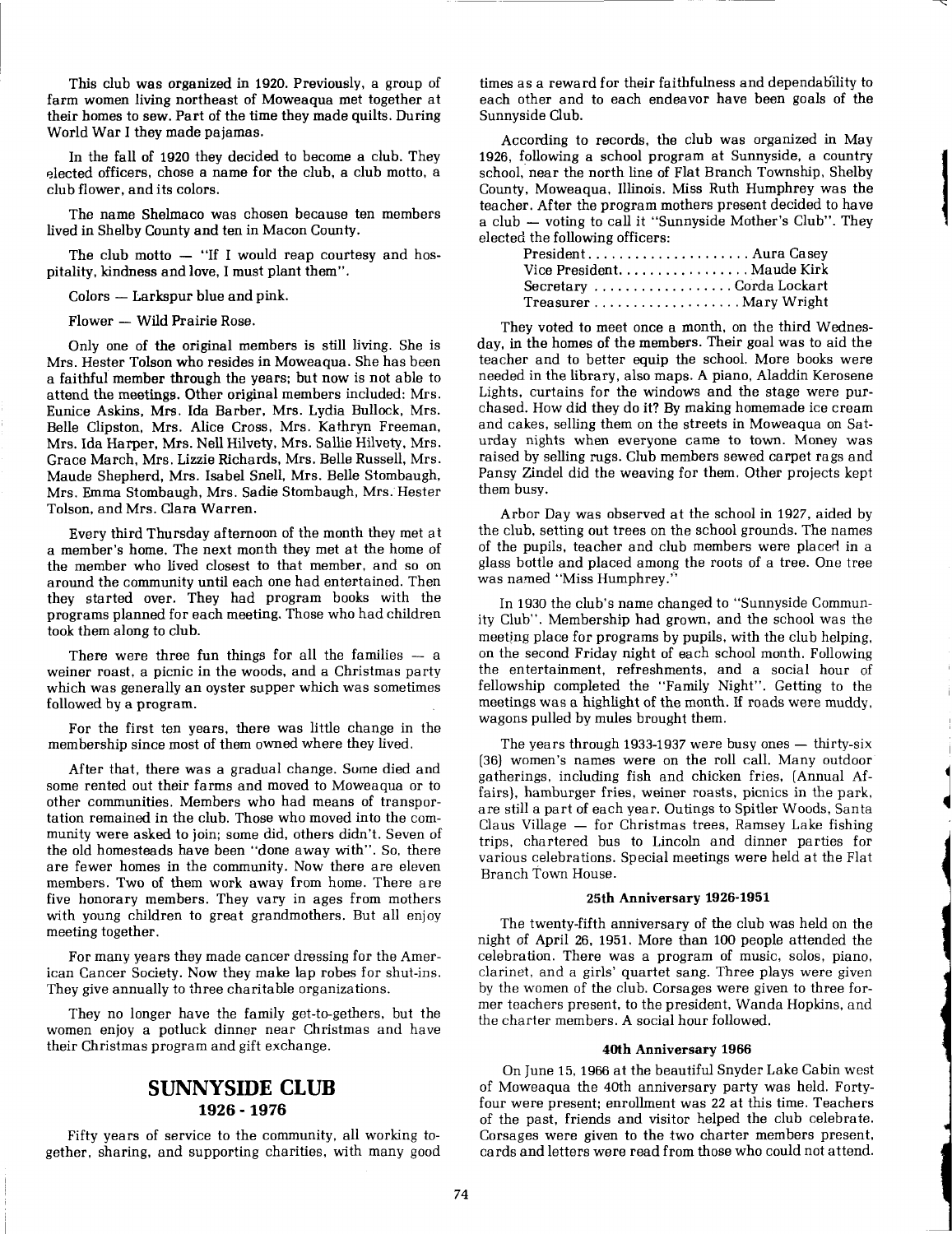This club was organized in 1920. Previously, a group of farm women living northeast of Moweaqua met together at their homes to sew. Part of the time they made quilts. During World War I they made pajamas.

In the fall of 1920 they decided to become a club. They elected officers, chose a name for the club, a club motto, a club flower, and its colors.

The name Shelmaco was chosen because ten members lived in Shelby County and ten in Macon County.

The club motto — "If I would reap courtesy and hospitality, kindness and love, I must plant them".

Colors — Larkspur blue and pink.

Flower — Wild Prairie Rose.

Only one of the original members is still living. She is Mrs. Hester Tolson who resides in Moweaqua. She has been a faithful member through the years; but now is not able to attend the meetings. Other original members included: Mrs. Eunice Askins, Mrs. Ida Barber, Mrs. Lydia Bullock, Mrs. Belle Clipston, Mrs. Alice Cross, Mrs. Kathryn Freeman, Mrs. Ida Harper, Mrs. Nell Hilvety, Mrs. Sallie Hilvety, Mrs. Grace March, Mrs. Lizzie Richards, Mrs. Belle Russell, Mrs. Maude Shepherd, Mrs. Isabel Snell, Mrs. Belle Stombaugh, Mrs. Emma Stombaugh, Mrs. Sadie Stombaugh, Mrs. Hester Tolson, and Mrs. Clara Warren.

Every third Thursday afternoon of the month they met at a member's home. The next month they met at the home of the member who lived closest to that member, and so on around the community until each one had entertained. Then they started over. They had program books with the programs planned for each meeting. Those who had children took them along to club.

There were three fun things for all the families — a weiner roast, a picnic in the woods, and a Christmas party which was generally an oyster supper which was sometimes followed by a program.

For the first ten years, there was little change in the membership since most of them owned where they lived.

After that, there was a gradual change. Some died and some rented out their farms and moved to Moweaqua or to other communities. Members who had means of transportation remained in the club. Those who moved into the community were asked to join; some did, others didn't. Seven of the old homesteads have been "done away with". So, there are fewer homes in the community. Now there are eleven members. Two of them work away from home. There are five honorary members. They vary in ages from mothers with young children to great grandmothers. But all enjoy meeting together.

For many years they made cancer dressing for the American Cancer Society. Now they make lap robes for shut-ins. They give annually to three charitable organizations.

They no longer have the family get-to-gethers, but the women enjoy a potluck dinner near Christmas and have their Christmas program and gift exchange.

## SUNNYSIDE CLUB
### 1926 - 1976

Fifty years of service to the community, all working together, sharing, and supporting charities, with many good times as a reward for their faithfulness and dependability to each other and to each endeavor have been goals of the Sunnyside Club.

According to records, the club was organized in May 1926, following a school program at Sunnyside, a country school, near the north line of Flat Branch Township, Shelby County, Moweaqua, Illinois. Miss Ruth Humphrey was the teacher. After the program mothers present decided to have a club — voting to call it "Sunnyside Mother's Club". They elected the following officers:

President.................... Aura Casey
Vice President................ Maude Kirk
Secretary .................. Corda Lockart
Treasurer ................... Mary Wright

They voted to meet once a month, on the third Wednesday, in the homes of the members. Their goal was to aid the teacher and to better equip the school. More books were needed in the library, also maps. A piano, Aladdin Kerosene Lights, curtains for the windows and the stage were purchased. How did they do it? By making homemade ice cream and cakes, selling them on the streets in Moweaqua on Saturday nights when everyone came to town. Money was raised by selling rugs. Club members sewed carpet rags and Pansy Zindel did the weaving for them. Other projects kept them busy.

Arbor Day was observed at the school in 1927, aided by the club, setting out trees on the school grounds. The names of the pupils, teacher and club members were placed in a glass bottle and placed among the roots of a tree. One tree was named "Miss Humphrey."

In 1930 the club's name changed to "Sunnyside Community Club". Membership had grown, and the school was the meeting place for programs by pupils, with the club helping, on the second Friday night of each school month. Following the entertainment, refreshments, and a social hour of fellowship completed the "Family Night". Getting to the meetings was a highlight of the month. If roads were muddy, wagons pulled by mules brought them.

The years through 1933-1937 were busy ones — thirty-six (36) women's names were on the roll call. Many outdoor gatherings, including fish and chicken fries, (Annual Affairs), hamburger fries, weiner roasts, picnics in the park, are still a part of each year. Outings to Spitler Woods, Santa Claus Village — for Christmas trees, Ramsey Lake fishing trips, chartered bus to Lincoln and dinner parties for various celebrations. Special meetings were held at the Flat Branch Town House.

#### 25th Anniversary 1926-1951

The twenty-fifth anniversary of the club was held on the night of April 26, 1951. More than 100 people attended the celebration. There was a program of music, solos, piano, clarinet, and a girls' quartet sang. Three plays were given by the women of the club. Corsages were given to three former teachers present, to the president, Wanda Hopkins, and the charter members. A social hour followed.

#### 40th Anniversary 1966

On June 15, 1966 at the beautiful Snyder Lake Cabin west of Moweaqua the 40th anniversary party was held. Forty-four were present; enrollment was 22 at this time. Teachers of the past, friends and visitor helped the club celebrate. Corsages were given to the two charter members present, cards and letters were read from those who could not attend.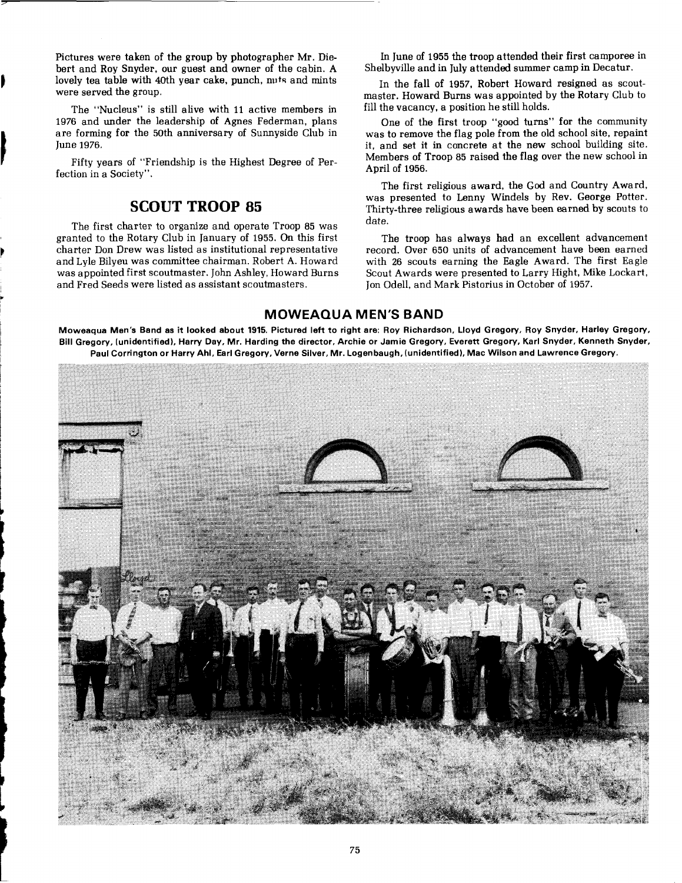Pictures were taken of the group by photographer Mr. Diebert and Roy Snyder, our guest and owner of the cabin. A lovely tea table with 40th year cake, punch, nuts and mints were served the group.

The "Nucleus" is still alive with 11 active members in 1976 and under the leadership of Agnes Federman, plans are forming for the 50th anniversary of Sunnyside Club in June 1976.

Fifty years of "Friendship is the Highest Degree of Perfection in a Society".

## SCOUT TROOP 85

The first charter to organize and operate Troop 85 was granted to the Rotary Club in January of 1955. On this first charter Don Drew was listed as institutional representative and Lyle Bilyeu was committee chairman. Robert A. Howard was appointed first scoutmaster. John Ashley, Howard Burns and Fred Seeds were listed as assistant scoutmasters.

In June of 1955 the troop attended their first camporee in Shelbyville and in July attended summer camp in Decatur.

In the fall of 1957, Robert Howard resigned as scoutmaster. Howard Burns was appointed by the Rotary Club to fill the vacancy, a position he still holds.

One of the first troop "good turns" for the community was to remove the flag pole from the old school site, repaint it, and set it in concrete at the new school building site. Members of Troop 85 raised the flag over the new school in April of 1956.

The first religious award, the God and Country Award, was presented to Lenny Windels by Rev. George Potter. Thirty-three religious awards have been earned by scouts to date.

The troop has always had an excellent advancement record. Over 650 units of advancement have been earned with 26 scouts earning the Eagle Award. The first Eagle Scout Awards were presented to Larry Hight, Mike Lockart, Jon Odell, and Mark Pistorius in October of 1957.

## MOWEAQUA MEN'S BAND

**Moweaqua Men's Band as it looked about 1915. Pictured left to right are: Roy Richardson, Lloyd Gregory, Roy Snyder, Harley Gregory, Bill Gregory, (unidentified), Harry Day, Mr. Harding the director, Archie or Jamie Gregory, Everett Gregory, Karl Snyder, Kenneth Snyder, Paul Corrington or Harry Ahl, Earl Gregory, Verne Silver, Mr. Logenbaugh, (unidentified), Mac Wilson and Lawrence Gregory.**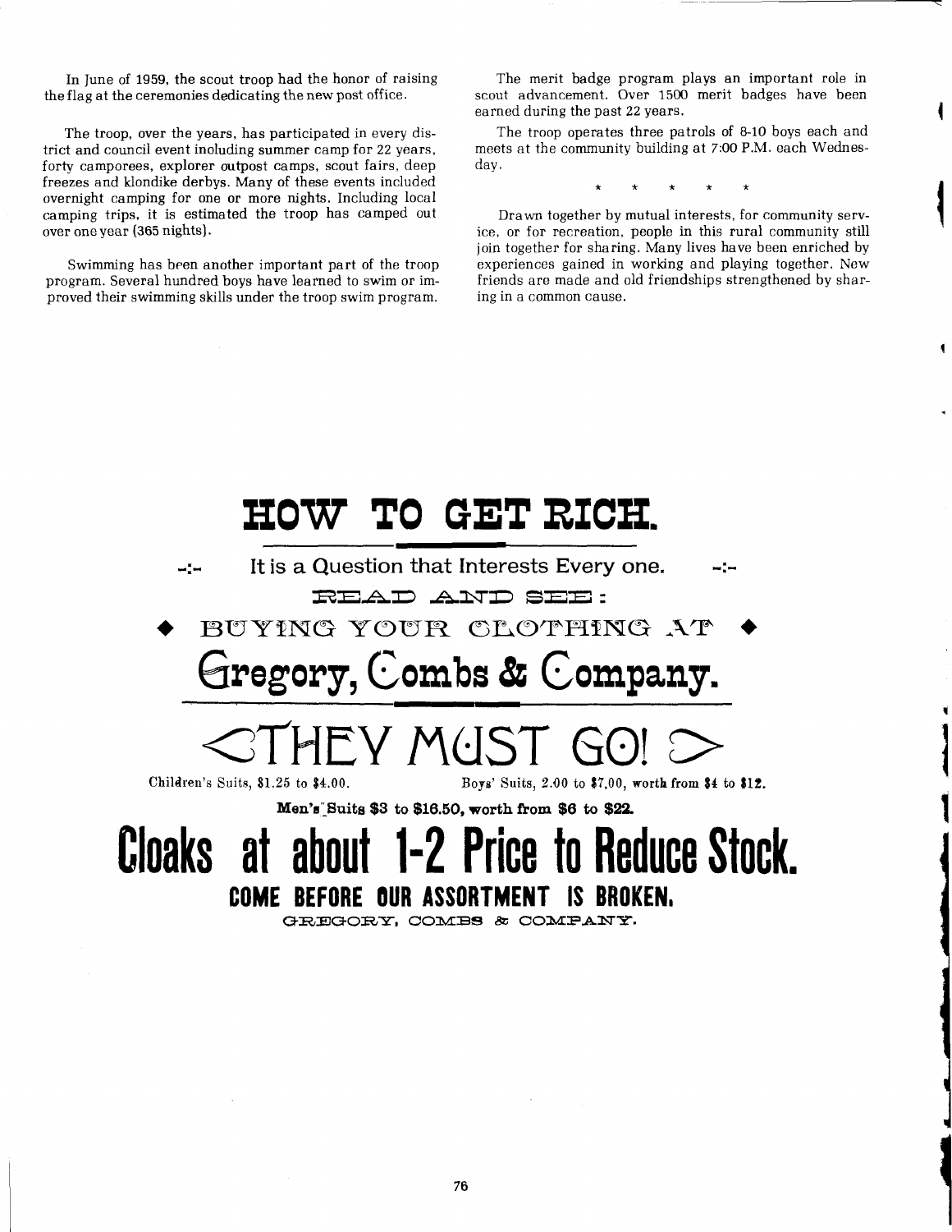In June of 1959, the scout troop had the honor of raising the flag at the ceremonies dedicating the new post office.

The troop, over the years, has participated in every district and council event inoluding summer camp for 22 years, forty camporees, explorer outpost camps, scout fairs, deep freezes and klondike derbys. Many of these events included overnight camping for one or more nights. Including local camping trips, it is estimated the troop has camped out over one year (365 nights).

Swimming has been another important part of the troop program. Several hundred boys have learned to swim or improved their swimming skills under the troop swim program.

The merit badge program plays an important role in scout advancement. Over 1500 merit badges have been earned during the past 22 years.

The troop operates three patrols of 8-10 boys each and meets at the community building at 7:00 P.M. each Wednesday.

\* \* \* \* \*

Drawn together by mutual interests, for community service, or for recreation, people in this rural community still join together for sharing. Many lives have been enriched by experiences gained in working and playing together. New friends are made and old friendships strengthened by sharing in a common cause.

# HOW TO GET RICH.

-:- It is a Question that Interests Every one. -:-

READ AND SEE:

◆ BUYING YOUR CLOTHING AT ◆

## Gregory, Combs & Company.

## <THEY MUST GO! >

Children's Suits, $1.25 to $4.00. Boys' Suits, 2.00 to $7.00, worth from $4 to $12.

**Men's Suits $3 to $16.50, worth from $6 to $22.**

# Cloaks at about 1-2 Price to Reduce Stock.

**COME BEFORE OUR ASSORTMENT IS BROKEN.**

GREGORY, COMBS & COMPANY.